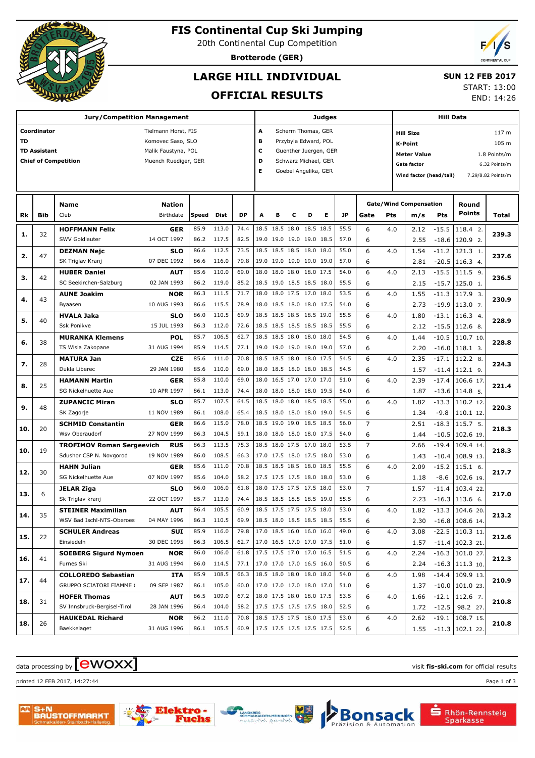# FIS Continental Cup Ski Jumping

20th Continental Cup Competition

**Brotterode (GER)**

## LARGE HILL INDIVIDUAL

## OFFICIAL RESULTS

**SUN 12 FEB 2017**

START: 13:00

END: 14:26

| Jury/Competition Management | | Judges | | Hill Data | |
|---|---|---|---|---|---|
| **Coordinator** | Tielmann Horst, FIS | **A** | Scherm Thomas, GER | **Hill Size** | 117 m |
| **TD** | Komovec Saso, SLO | **B** | Przybyla Edward, POL | **K-Point** | 105 m |
| **TD Assistant** | Malik Faustyna, POL | **C** | Guenther Juergen, GER | **Meter Value** | 1.8 Points/m |
| **Chief of Competition** | Muench Ruediger, GER | **D** | Schwarz Michael, GER | **Gate factor** | 6.32 Points/m |
| | | **E** | Goebel Angelika, GER | **Wind factor (head/tail)** | 7.29/8.82 Points/m |

| Rk | Bib | Name / Club | Nation / Birthdate | Speed | Dist | DP | A | B | C | D | E | JP | Gate | Pts | m/s | Pts | Round Points | Total |
|---|---|---|---|---|---|---|---|---|---|---|---|---|---|---|---|---|---|---|
| 1. | 32 | **HOFFMANN Felix** | **GER** | 85.9 | 113.0 | 74.4 | 18.5 | 18.5 | 18.0 | 18.5 | 18.5 | 55.5 | 6 | 4.0 | 2.12 | -15.5 | 118.4 2. | 239.3 |
| | | SWV Goldlauter | 14 OCT 1997 | 86.2 | 117.5 | 82.5 | 19.0 | 19.0 | 19.0 | 19.0 | 18.5 | 57.0 | 6 | | 2.55 | -18.6 | 120.9 2. | |
| 2. | 47 | **DEZMAN Nejc** | **SLO** | 86.6 | 112.5 | 73.5 | 18.5 | 18.5 | 18.5 | 18.0 | 18.0 | 55.0 | 6 | 4.0 | 1.54 | -11.2 | 121.3 1. | 237.6 |
| | | SK Triglav Kranj | 07 DEC 1992 | 86.6 | 116.0 | 79.8 | 19.0 | 19.0 | 19.0 | 19.0 | 19.0 | 57.0 | 6 | | 2.81 | -20.5 | 116.3 4. | |
| 3. | 42 | **HUBER Daniel** | **AUT** | 85.6 | 110.0 | 69.0 | 18.0 | 18.0 | 18.0 | 18.0 | 17.5 | 54.0 | 6 | 4.0 | 2.13 | -15.5 | 111.5 9. | 236.5 |
| | | SC Seekirchen-Salzburg | 02 JAN 1993 | 86.2 | 119.0 | 85.2 | 18.5 | 19.0 | 18.5 | 18.5 | 18.0 | 55.5 | 6 | | 2.15 | -15.7 | 125.0 1. | |
| 4. | 43 | **AUNE Joakim** | **NOR** | 86.3 | 111.5 | 71.7 | 18.0 | 18.0 | 17.5 | 17.0 | 18.0 | 53.5 | 6 | 4.0 | 1.55 | -11.3 | 117.9 3. | 230.9 |
| | | Byaasen | 10 AUG 1993 | 86.6 | 115.5 | 78.9 | 18.0 | 18.5 | 18.0 | 18.0 | 17.5 | 54.0 | 6 | | 2.73 | -19.9 | 113.0 7. | |
| 5. | 40 | **HVALA Jaka** | **SLO** | 86.0 | 110.5 | 69.9 | 18.5 | 18.5 | 18.5 | 18.5 | 19.0 | 55.5 | 6 | 4.0 | 1.80 | -13.1 | 116.3 4. | 228.9 |
| | | Ssk Ponikve | 15 JUL 1993 | 86.3 | 112.0 | 72.6 | 18.5 | 18.5 | 18.5 | 18.5 | 18.5 | 55.5 | 6 | | 2.12 | -15.5 | 112.6 8. | |
| 6. | 38 | **MURANKA Klemens** | **POL** | 85.7 | 106.5 | 62.7 | 18.5 | 18.5 | 18.0 | 18.0 | 18.0 | 54.5 | 6 | 4.0 | 1.44 | -10.5 | 110.7 10. | 228.8 |
| | | TS Wisla Zakopane | 31 AUG 1994 | 85.9 | 114.5 | 77.1 | 19.0 | 19.0 | 19.0 | 19.0 | 19.0 | 57.0 | 6 | | 2.20 | -16.0 | 118.1 3. | |
| 7. | 28 | **MATURA Jan** | **CZE** | 85.6 | 111.0 | 70.8 | 18.5 | 18.5 | 18.0 | 18.0 | 17.5 | 54.5 | 6 | 4.0 | 2.35 | -17.1 | 112.2 8. | 224.3 |
| | | Dukla Liberec | 29 JAN 1980 | 85.6 | 110.0 | 69.0 | 18.0 | 18.5 | 18.0 | 18.0 | 18.5 | 54.5 | 6 | | 1.57 | -11.4 | 112.1 9. | |
| 8. | 25 | **HAMANN Martin** | **GER** | 85.8 | 110.0 | 69.0 | 18.0 | 16.5 | 17.0 | 17.0 | 17.0 | 51.0 | 6 | 4.0 | 2.39 | -17.4 | 106.6 17. | 221.4 |
| | | SG Nickelhuette Aue | 10 APR 1997 | 86.1 | 113.0 | 74.4 | 18.0 | 18.0 | 18.0 | 18.0 | 19.5 | 54.0 | 6 | | 1.87 | -13.6 | 114.8 5. | |
| 9. | 48 | **ZUPANCIC Miran** | **SLO** | 85.7 | 107.5 | 64.5 | 18.5 | 18.0 | 18.0 | 18.5 | 18.5 | 55.0 | 6 | 4.0 | 1.82 | -13.3 | 110.2 12. | 220.3 |
| | | SK Zagorje | 11 NOV 1989 | 86.1 | 108.0 | 65.4 | 18.5 | 18.0 | 18.0 | 18.0 | 19.0 | 54.5 | 6 | | 1.34 | -9.8 | 110.1 12. | |
| 10. | 20 | **SCHMID Constantin** | **GER** | 86.6 | 115.0 | 78.0 | 18.5 | 19.0 | 19.0 | 18.5 | 18.5 | 56.0 | 7 | | 2.51 | -18.3 | 115.7 5. | 218.3 |
| | | Wsv Oberaudorf | 27 NOV 1999 | 86.3 | 104.5 | 59.1 | 18.0 | 18.0 | 18.0 | 18.0 | 17.5 | 54.0 | 6 | | 1.44 | -10.5 | 102.6 19. | |
| 10. | 19 | **TROFIMOV Roman Sergeevich** | **RUS** | 86.3 | 113.5 | 75.3 | 18.5 | 18.0 | 17.5 | 17.0 | 18.0 | 53.5 | 7 | | 2.66 | -19.4 | 109.4 14. | 218.3 |
| | | Sdushor CSP N. Novgorod | 19 NOV 1989 | 86.0 | 108.5 | 66.3 | 17.0 | 17.5 | 18.0 | 17.5 | 18.0 | 53.0 | 6 | | 1.43 | -10.4 | 108.9 13. | |
| 12. | 30 | **HAHN Julian** | **GER** | 85.6 | 111.0 | 70.8 | 18.5 | 18.5 | 18.5 | 18.0 | 18.5 | 55.5 | 6 | 4.0 | 2.09 | -15.2 | 115.1 6. | 217.7 |
| | | SG Nickelhuette Aue | 07 NOV 1997 | 85.6 | 104.0 | 58.2 | 17.5 | 17.5 | 17.5 | 18.0 | 18.0 | 53.0 | 6 | | 1.18 | -8.6 | 102.6 19. | |
| 13. | 6 | **JELAR Ziga** | **SLO** | 86.0 | 106.0 | 61.8 | 18.0 | 17.5 | 17.5 | 17.5 | 18.0 | 53.0 | 7 | | 1.57 | -11.4 | 103.4 22. | 217.0 |
| | | Sk Triglav kranj | 22 OCT 1997 | 85.7 | 113.0 | 74.4 | 18.5 | 18.5 | 18.5 | 18.5 | 19.0 | 55.5 | 6 | | 2.23 | -16.3 | 113.6 6. | |
| 14. | 35 | **STEINER Maximilian** | **AUT** | 86.4 | 105.5 | 60.9 | 18.5 | 17.5 | 17.5 | 17.5 | 18.0 | 53.0 | 6 | 4.0 | 1.82 | -13.3 | 104.6 20. | 213.2 |
| | | WSV Bad Ischl-NTS-Oberoes | 04 MAY 1996 | 86.3 | 110.5 | 69.9 | 18.5 | 18.0 | 18.5 | 18.5 | 18.5 | 55.5 | 6 | | 2.30 | -16.8 | 108.6 14. | |
| 15. | 22 | **SCHULER Andreas** | **SUI** | 85.9 | 116.0 | 79.8 | 17.0 | 18.5 | 16.0 | 16.0 | 16.0 | 49.0 | 6 | 4.0 | 3.08 | -22.5 | 110.3 11. | 212.6 |
| | | Einsiedeln | 30 DEC 1995 | 86.3 | 106.5 | 62.7 | 17.0 | 16.5 | 17.0 | 17.0 | 17.5 | 51.0 | 6 | | 1.57 | -11.4 | 102.3 21. | |
| 16. | 41 | **SOEBERG Sigurd Nymoen** | **NOR** | 86.0 | 106.0 | 61.8 | 17.5 | 17.5 | 17.0 | 17.0 | 16.5 | 51.5 | 6 | 4.0 | 2.24 | -16.3 | 101.0 27. | 212.3 |
| | | Furnes Ski | 31 AUG 1994 | 86.0 | 114.5 | 77.1 | 17.0 | 17.0 | 17.0 | 16.5 | 16.0 | 50.5 | 6 | | 2.24 | -16.3 | 111.3 10. | |
| 17. | 44 | **COLLOREDO Sebastian** | **ITA** | 85.9 | 108.5 | 66.3 | 18.5 | 18.0 | 18.0 | 18.0 | 18.0 | 54.0 | 6 | 4.0 | 1.98 | -14.4 | 109.9 13. | 210.9 |
| | | GRUPPO SCIATORI FIAMME ( | 09 SEP 1987 | 86.1 | 105.0 | 60.0 | 17.0 | 17.0 | 17.0 | 18.0 | 17.0 | 51.0 | 6 | | 1.37 | -10.0 | 101.0 23. | |
| 18. | 31 | **HOFER Thomas** | **AUT** | 86.5 | 109.0 | 67.2 | 18.0 | 17.5 | 18.0 | 18.0 | 17.5 | 53.5 | 6 | 4.0 | 1.66 | -12.1 | 112.6 7. | 210.8 |
| | | SV Innsbruck-Bergisel-Tirol | 28 JAN 1996 | 86.4 | 104.0 | 58.2 | 17.5 | 17.5 | 17.5 | 17.5 | 18.0 | 52.5 | 6 | | 1.72 | -12.5 | 98.2 27. | |
| 18. | 26 | **HAUKEDAL Richard** | **NOR** | 86.2 | 111.0 | 70.8 | 18.5 | 17.5 | 17.5 | 18.0 | 17.5 | 53.0 | 6 | 4.0 | 2.62 | -19.1 | 108.7 15. | 210.8 |
| | | Baekkelaget | 31 AUG 1996 | 86.1 | 105.5 | 60.9 | 17.5 | 17.5 | 17.5 | 17.5 | 17.5 | 52.5 | 6 | | 1.55 | -11.3 | 102.1 22. | |

data processing by ewoxx — visit **fis-ski.com** for official results

printed 12 FEB 2017, 14:27:44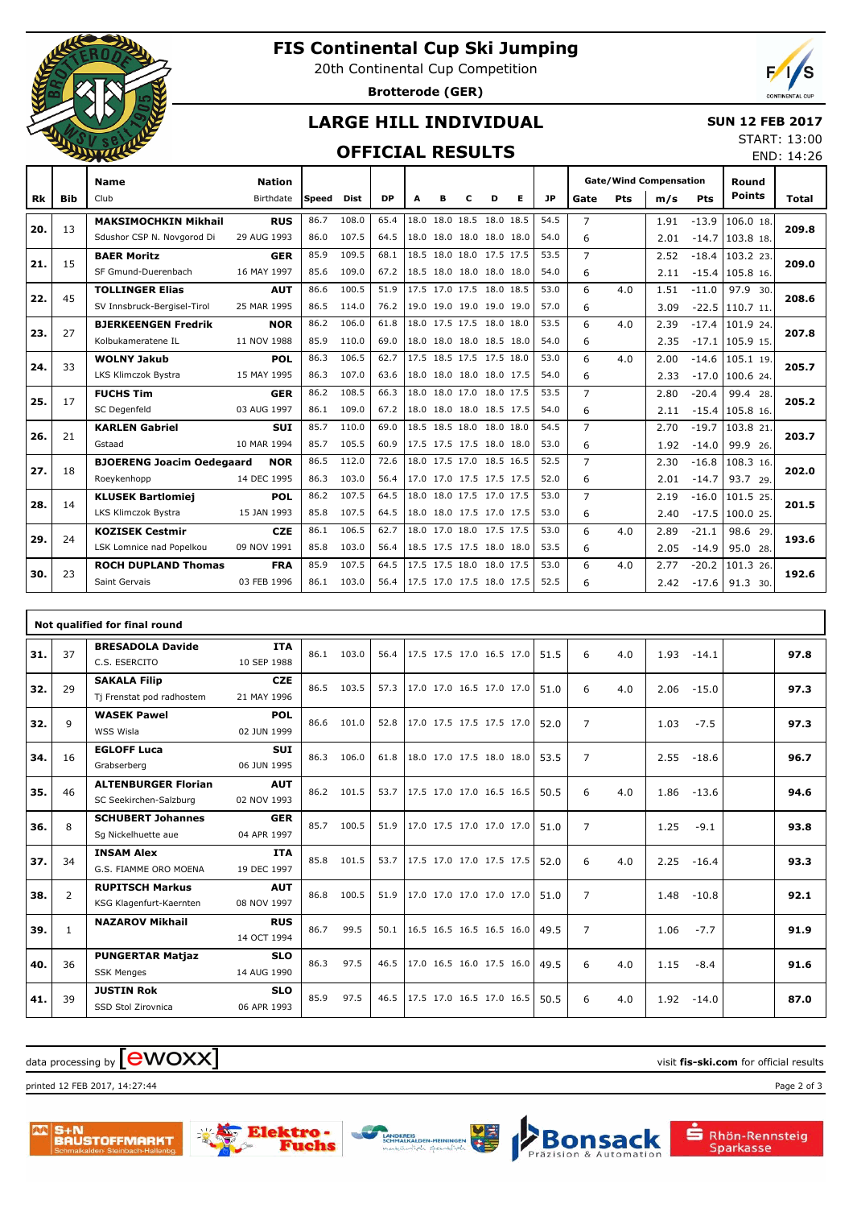# FIS Continental Cup Ski Jumping

20th Continental Cup Competition

**Brotterode (GER)**

## LARGE HILL INDIVIDUAL

## OFFICIAL RESULTS

**SUN 12 FEB 2017**

START: 13:00

END: 14:26

| Rk | Bib | Name / Club | Nation / Birthdate | Speed | Dist | DP | A | B | C | D | E | JP | Gate | Pts | m/s | Pts | Round Points | Total |
|---|---|---|---|---|---|---|---|---|---|---|---|---|---|---|---|---|---|---|
| 20. | 13 | **MAKSIMOCHKIN Mikhail** | **RUS** | 86.7 | 108.0 | 65.4 | 18.0 | 18.0 | 18.5 | 18.0 | 18.5 | 54.5 | 7 | | 1.91 | -13.9 | 106.0 18. | **209.8** |
| | | Sdushor CSP N. Novgorod Di | 29 AUG 1993 | 86.0 | 107.5 | 64.5 | 18.0 | 18.0 | 18.0 | 18.0 | 18.0 | 54.0 | 6 | | 2.01 | -14.7 | 103.8 18. | |
| 21. | 15 | **BAER Moritz** | **GER** | 85.9 | 109.5 | 68.1 | 18.5 | 18.0 | 18.0 | 17.5 | 17.5 | 53.5 | 7 | | 2.52 | -18.4 | 103.2 23. | **209.0** |
| | | SF Gmund-Duerenbach | 16 MAY 1997 | 85.6 | 109.0 | 67.2 | 18.5 | 18.0 | 18.0 | 18.0 | 18.0 | 54.0 | 6 | | 2.11 | -15.4 | 105.8 16. | |
| 22. | 45 | **TOLLINGER Elias** | **AUT** | 86.6 | 100.5 | 51.9 | 17.5 | 17.0 | 17.5 | 18.0 | 18.5 | 53.0 | 6 | 4.0 | 1.51 | -11.0 | 97.9 30. | **208.6** |
| | | SV Innsbruck-Bergisel-Tirol | 25 MAR 1995 | 86.5 | 114.0 | 76.2 | 19.0 | 19.0 | 19.0 | 19.0 | 19.0 | 57.0 | 6 | | 3.09 | -22.5 | 110.7 11. | |
| 23. | 27 | **BJERKEENGEN Fredrik** | **NOR** | 86.2 | 106.0 | 61.8 | 18.0 | 17.5 | 17.5 | 18.0 | 18.0 | 53.5 | 6 | 4.0 | 2.39 | -17.4 | 101.9 24. | **207.8** |
| | | Kolbukameratene IL | 11 NOV 1988 | 85.9 | 110.0 | 69.0 | 18.0 | 18.0 | 18.0 | 18.5 | 18.0 | 54.0 | 6 | | 2.35 | -17.1 | 105.9 15. | |
| 24. | 33 | **WOLNY Jakub** | **POL** | 86.3 | 106.5 | 62.7 | 17.5 | 18.5 | 17.5 | 17.5 | 18.0 | 53.0 | 6 | 4.0 | 2.00 | -14.6 | 105.1 19. | **205.7** |
| | | LKS Klimczok Bystra | 15 MAY 1995 | 86.3 | 107.0 | 63.6 | 18.0 | 18.0 | 18.0 | 18.0 | 17.5 | 54.0 | 6 | | 2.33 | -17.0 | 100.6 24. | |
| 25. | 17 | **FUCHS Tim** | **GER** | 86.2 | 108.5 | 66.3 | 18.0 | 18.0 | 17.0 | 18.0 | 17.5 | 53.5 | 7 | | 2.80 | -20.4 | 99.4 28. | **205.2** |
| | | SC Degenfeld | 03 AUG 1997 | 86.1 | 109.0 | 67.2 | 18.0 | 18.0 | 18.0 | 18.5 | 17.5 | 54.0 | 6 | | 2.11 | -15.4 | 105.8 16. | |
| 26. | 21 | **KARLEN Gabriel** | **SUI** | 85.7 | 110.0 | 69.0 | 18.5 | 18.5 | 18.0 | 18.0 | 18.0 | 54.5 | 7 | | 2.70 | -19.7 | 103.8 21. | **203.7** |
| | | Gstaad | 10 MAR 1994 | 85.7 | 105.5 | 60.9 | 17.5 | 17.5 | 17.5 | 18.0 | 18.0 | 53.0 | 6 | | 1.92 | -14.0 | 99.9 26. | |
| 27. | 18 | **BJOERENG Joacim Oedegaard** | **NOR** | 86.5 | 112.0 | 72.6 | 18.0 | 17.5 | 17.0 | 18.5 | 16.5 | 52.5 | 7 | | 2.30 | -16.8 | 108.3 16. | **202.0** |
| | | Roeykenhopp | 14 DEC 1995 | 86.3 | 103.0 | 56.4 | 17.0 | 17.0 | 17.5 | 17.5 | 17.5 | 52.0 | 6 | | 2.01 | -14.7 | 93.7 29. | |
| 28. | 14 | **KLUSEK Bartlomiej** | **POL** | 86.2 | 107.5 | 64.5 | 18.0 | 18.0 | 17.5 | 17.0 | 17.5 | 53.0 | 7 | | 2.19 | -16.0 | 101.5 25. | **201.5** |
| | | LKS Klimczok Bystra | 15 JAN 1993 | 85.8 | 107.5 | 64.5 | 18.0 | 18.0 | 17.5 | 17.0 | 17.5 | 53.0 | 6 | | 2.40 | -17.5 | 100.0 25. | |
| 29. | 24 | **KOZISEK Cestmir** | **CZE** | 86.1 | 106.5 | 62.7 | 18.0 | 17.0 | 18.0 | 17.5 | 17.5 | 53.0 | 6 | 4.0 | 2.89 | -21.1 | 98.6 29. | **193.6** |
| | | LSK Lomnice nad Popelkou | 09 NOV 1991 | 85.8 | 103.0 | 56.4 | 18.5 | 17.5 | 17.5 | 18.0 | 18.0 | 53.5 | 6 | | 2.05 | -14.9 | 95.0 28. | |
| 30. | 23 | **ROCH DUPLAND Thomas** | **FRA** | 85.9 | 107.5 | 64.5 | 17.5 | 17.5 | 18.0 | 18.0 | 17.5 | 53.0 | 6 | 4.0 | 2.77 | -20.2 | 101.3 26. | **192.6** |
| | | Saint Gervais | 03 FEB 1996 | 86.1 | 103.0 | 56.4 | 17.5 | 17.0 | 17.5 | 18.0 | 17.5 | 52.5 | 6 | | 2.42 | -17.6 | 91.3 30. | |

### Not qualified for final round

| Rk | Bib | Name / Club | Nation / Birthdate | Speed | Dist | DP | A | B | C | D | E | JP | Gate | Pts | m/s | Pts | Round Points | Total |
|---|---|---|---|---|---|---|---|---|---|---|---|---|---|---|---|---|---|---|
| 31. | 37 | **BRESADOLA Davide** / C.S. ESERCITO | **ITA** / 10 SEP 1988 | 86.1 | 103.0 | 56.4 | 17.5 | 17.5 | 17.0 | 16.5 | 17.0 | 51.5 | 6 | 4.0 | 1.93 | -14.1 | | **97.8** |
| 32. | 29 | **SAKALA Filip** / Tj Frenstat pod radhostem | **CZE** / 21 MAY 1996 | 86.5 | 103.5 | 57.3 | 17.0 | 17.0 | 16.5 | 17.0 | 17.0 | 51.0 | 6 | 4.0 | 2.06 | -15.0 | | **97.3** |
| 32. | 9 | **WASEK Pawel** / WSS Wisla | **POL** / 02 JUN 1999 | 86.6 | 101.0 | 52.8 | 17.0 | 17.5 | 17.5 | 17.5 | 17.0 | 52.0 | 7 | | 1.03 | -7.5 | | **97.3** |
| 34. | 16 | **EGLOFF Luca** / Grabserberg | **SUI** / 06 JUN 1995 | 86.3 | 106.0 | 61.8 | 18.0 | 17.0 | 17.5 | 18.0 | 18.0 | 53.5 | 7 | | 2.55 | -18.6 | | **96.7** |
| 35. | 46 | **ALTENBURGER Florian** / SC Seekirchen-Salzburg | **AUT** / 02 NOV 1993 | 86.2 | 101.5 | 53.7 | 17.5 | 17.0 | 17.0 | 16.5 | 16.5 | 50.5 | 6 | 4.0 | 1.86 | -13.6 | | **94.6** |
| 36. | 8 | **SCHUBERT Johannes** / Sg Nickelhuette aue | **GER** / 04 APR 1997 | 85.7 | 100.5 | 51.9 | 17.0 | 17.5 | 17.0 | 17.0 | 17.0 | 51.0 | 7 | | 1.25 | -9.1 | | **93.8** |
| 37. | 34 | **INSAM Alex** / G.S. FIAMME ORO MOENA | **ITA** / 19 DEC 1997 | 85.8 | 101.5 | 53.7 | 17.5 | 17.0 | 17.0 | 17.5 | 17.5 | 52.0 | 6 | 4.0 | 2.25 | -16.4 | | **93.3** |
| 38. | 2 | **RUPITSCH Markus** / KSG Klagenfurt-Kaernten | **AUT** / 08 NOV 1997 | 86.8 | 100.5 | 51.9 | 17.0 | 17.0 | 17.0 | 17.0 | 17.0 | 51.0 | 7 | | 1.48 | -10.8 | | **92.1** |
| 39. | 1 | **NAZAROV Mikhail** | **RUS** / 14 OCT 1994 | 86.7 | 99.5 | 50.1 | 16.5 | 16.5 | 16.5 | 16.5 | 16.0 | 49.5 | 7 | | 1.06 | -7.7 | | **91.9** |
| 40. | 36 | **PUNGERTAR Matjaz** / SSK Menges | **SLO** / 14 AUG 1990 | 86.3 | 97.5 | 46.5 | 17.0 | 16.5 | 16.0 | 17.5 | 16.0 | 49.5 | 6 | 4.0 | 1.15 | -8.4 | | **91.6** |
| 41. | 39 | **JUSTIN Rok** / SSD Stol Zirovnica | **SLO** / 06 APR 1993 | 85.9 | 97.5 | 46.5 | 17.5 | 17.0 | 16.5 | 17.0 | 16.5 | 50.5 | 6 | 4.0 | 1.92 | -14.0 | | **87.0** |

data processing by ewoxx — visit **fis-ski.com** for official results

printed 12 FEB 2017, 14:27:44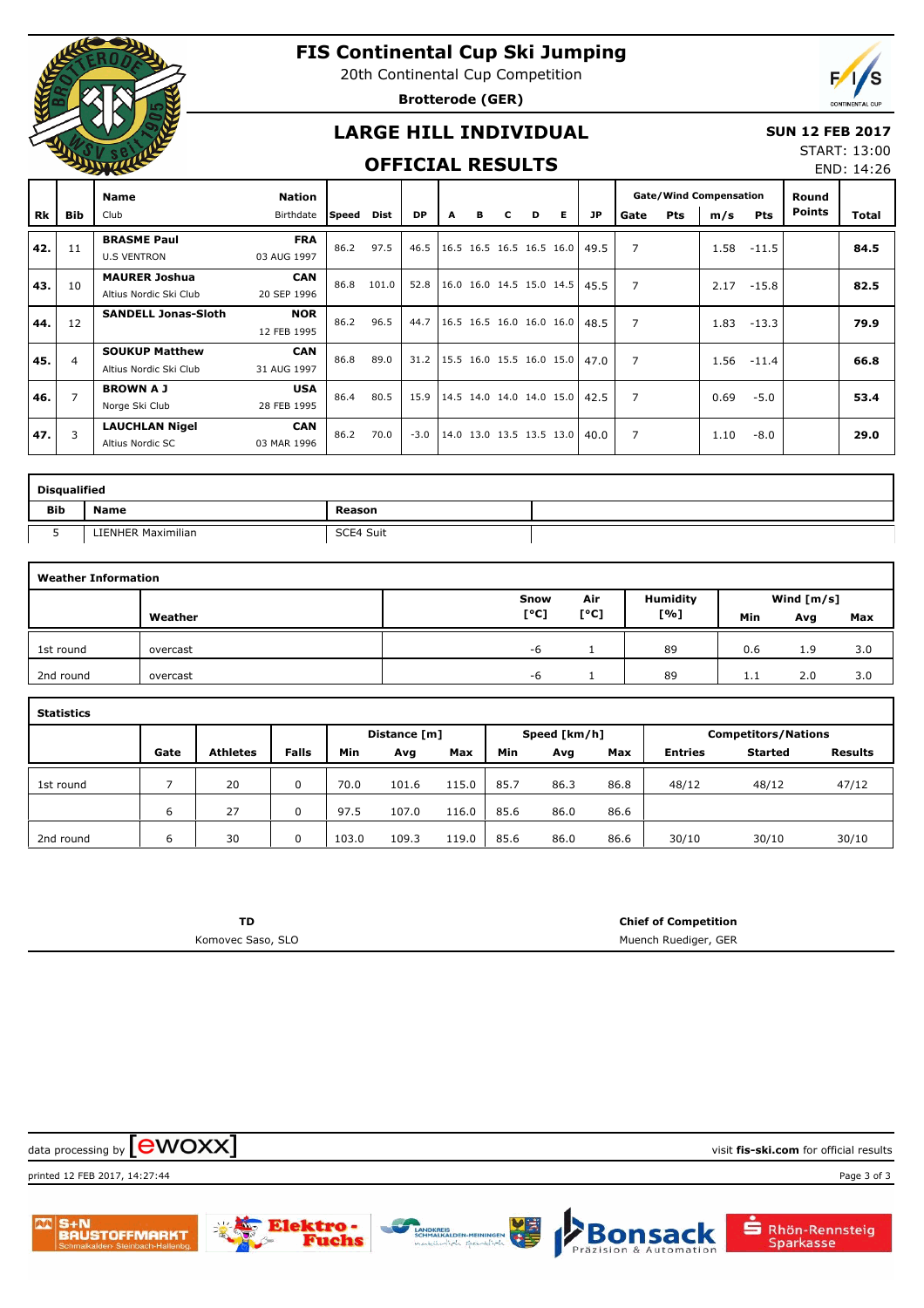# FIS Continental Cup Ski Jumping

20th Continental Cup Competition

**Brotterode (GER)**

## LARGE HILL INDIVIDUAL

## OFFICIAL RESULTS

**SUN 12 FEB 2017**

START: 13:00

END: 14:26

| Rk | Bib | Name / Club | Nation / Birthdate | Speed | Dist | DP | A | B | C | D | E | JP | Gate | Pts | m/s | Pts | Round Points | Total |
|---|---|---|---|---|---|---|---|---|---|---|---|---|---|---|---|---|---|---|
| 42. | 11 | **BRASME Paul** U.S VENTRON | **FRA** 03 AUG 1997 | 86.2 | 97.5 | 46.5 | 16.5 | 16.5 | 16.5 | 16.5 | 16.0 | 49.5 | 7 | | 1.58 | -11.5 | | **84.5** |
| 43. | 10 | **MAURER Joshua** Altius Nordic Ski Club | **CAN** 20 SEP 1996 | 86.8 | 101.0 | 52.8 | 16.0 | 16.0 | 14.5 | 15.0 | 14.5 | 45.5 | 7 | | 2.17 | -15.8 | | **82.5** |
| 44. | 12 | **SANDELL Jonas-Sloth** | **NOR** 12 FEB 1995 | 86.2 | 96.5 | 44.7 | 16.5 | 16.5 | 16.0 | 16.0 | 16.0 | 48.5 | 7 | | 1.83 | -13.3 | | **79.9** |
| 45. | 4 | **SOUKUP Matthew** Altius Nordic Ski Club | **CAN** 31 AUG 1997 | 86.8 | 89.0 | 31.2 | 15.5 | 16.0 | 15.5 | 16.0 | 15.0 | 47.0 | 7 | | 1.56 | -11.4 | | **66.8** |
| 46. | 7 | **BROWN A J** Norge Ski Club | **USA** 28 FEB 1995 | 86.4 | 80.5 | 15.9 | 14.5 | 14.0 | 14.0 | 14.0 | 15.0 | 42.5 | 7 | | 0.69 | -5.0 | | **53.4** |
| 47. | 3 | **LAUCHLAN Nigel** Altius Nordic SC | **CAN** 03 MAR 1996 | 86.2 | 70.0 | -3.0 | 14.0 | 13.0 | 13.5 | 13.5 | 13.0 | 40.0 | 7 | | 1.10 | -8.0 | | **29.0** |

### Disqualified

| Bib | Name | Reason |
|---|---|---|
| 5 | LIENHER Maximilian | SCE4 Suit |

### Weather Information

| | Weather | Snow [°C] | Air [°C] | Humidity [%] | Wind [m/s] Min | Avg | Max |
|---|---|---|---|---|---|---|---|
| 1st round | overcast | -6 | 1 | 89 | 0.6 | 1.9 | 3.0 |
| 2nd round | overcast | -6 | 1 | 89 | 1.1 | 2.0 | 3.0 |

### Statistics

| | Gate | Athletes | Falls | Distance [m] Min | Avg | Max | Speed [km/h] Min | Avg | Max | Competitors/Nations Entries | Started | Results |
|---|---|---|---|---|---|---|---|---|---|---|---|---|
| 1st round | 7 | 20 | 0 | 70.0 | 101.6 | 115.0 | 85.7 | 86.3 | 86.8 | 48/12 | 48/12 | 47/12 |
| | 6 | 27 | 0 | 97.5 | 107.0 | 116.0 | 85.6 | 86.0 | 86.6 | | | |
| 2nd round | 6 | 30 | 0 | 103.0 | 109.3 | 119.0 | 85.6 | 86.0 | 86.6 | 30/10 | 30/10 | 30/10 |

**TD**
Komovec Saso, SLO

**Chief of Competition**
Muench Ruediger, GER

data processing by ewoxx

visit **fis-ski.com** for official results

printed 12 FEB 2017, 14:27:44